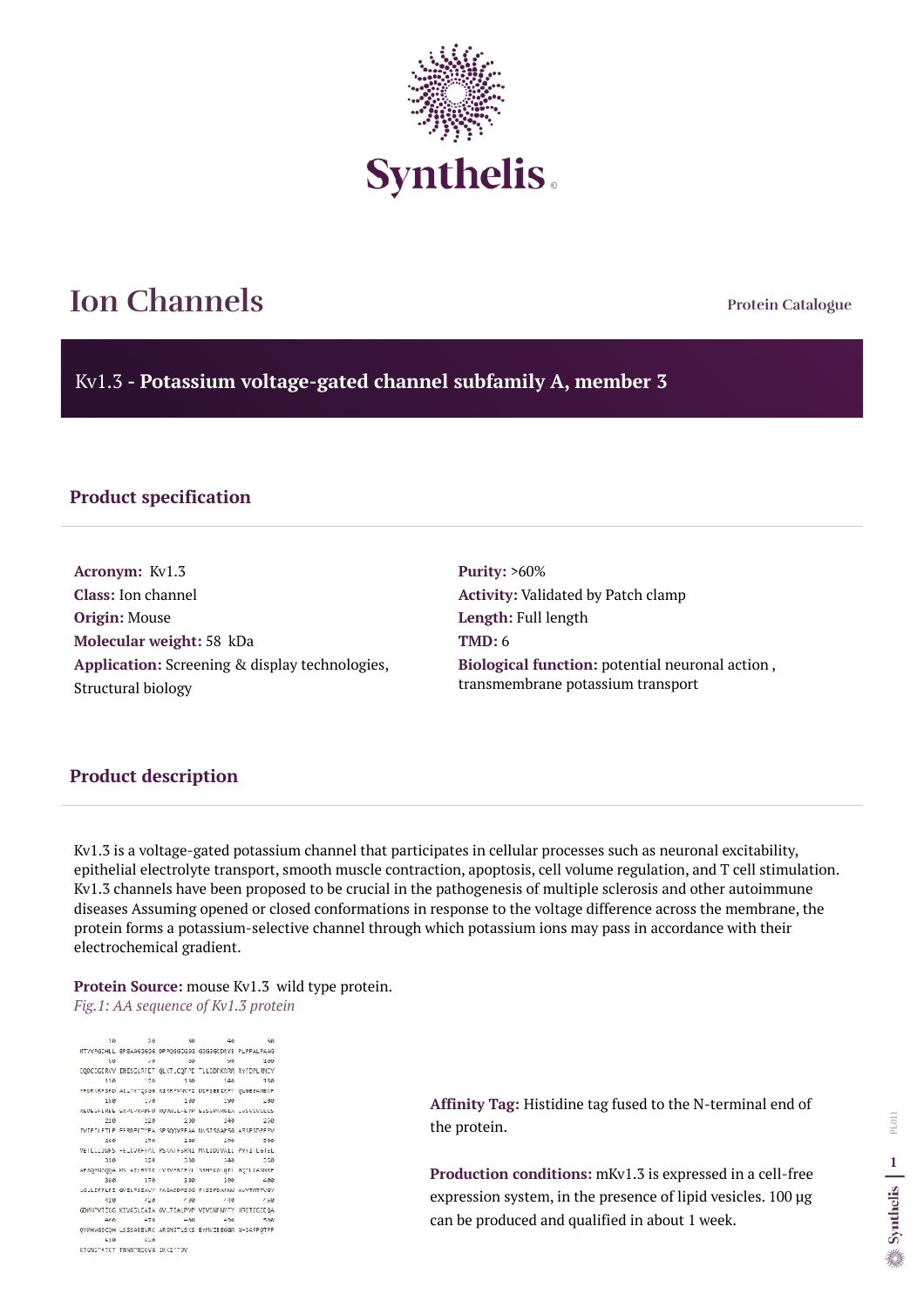# Ion Channels

Protein Catalogue

## Kv1.3 - **Potassium voltage-gated channel subfamily A, member 3**

### Product specification

**Acronym:** Kv1.3
**Class:** Ion channel
**Origin:** Mouse
**Molecular weight:** 58 kDa
**Application:** Screening & display technologies, Structural biology

**Purity:** >60%
**Activity:** Validated by Patch clamp
**Length:** Full length
**TMD:** 6
**Biological function:** potential neuronal action , transmembrane potassium transport

### Product description

Kv1.3 is a voltage-gated potassium channel that participates in cellular processes such as neuronal excitability, epithelial electrolyte transport, smooth muscle contraction, apoptosis, cell volume regulation, and T cell stimulation. Kv1.3 channels have been proposed to be crucial in the pathogenesis of multiple sclerosis and other autoimmune diseases Assuming opened or closed conformations in response to the voltage difference across the membrane, the protein forms a potassium-selective channel through which potassium ions may pass in accordance with their electrochemical gradient.

**Protein Source:** mouse Kv1.3 wild type protein.

*Fig.1: AA sequence of Kv1.3 protein*

**Affinity Tag:** Histidine tag fused to the N-terminal end of the protein.

**Production conditions:** mKv1.3 is expressed in a cell-free expression system, in the presence of lipid vesicles. 100 µg can be produced and qualified in about 1 week.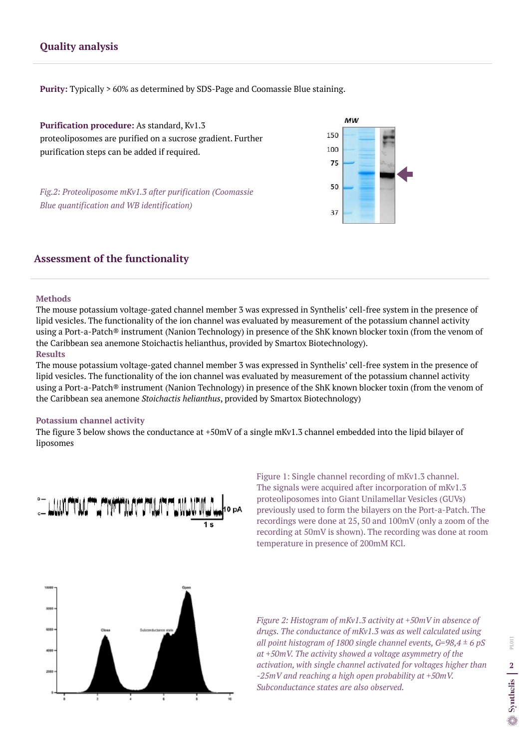## Quality analysis

**Purity:** Typically > 60% as determined by SDS-Page and Coomassie Blue staining.

**Purification procedure:** As standard, Kv1.3 proteoliposomes are purified on a sucrose gradient. Further purification steps can be added if required.

*Fig.2: Proteoliposome mKv1.3 after purification (Coomassie Blue quantification and WB identification)*

## Assessment of the functionality

### Methods

The mouse potassium voltage-gated channel member 3 was expressed in Synthelis' cell-free system in the presence of lipid vesicles. The functionality of the ion channel was evaluated by measurement of the potassium channel activity using a Port-a-Patch® instrument (Nanion Technology) in presence of the ShK known blocker toxin (from the venom of the Caribbean sea anemone Stoichactis helianthus, provided by Smartox Biotechnology).

### Results

The mouse potassium voltage-gated channel member 3 was expressed in Synthelis' cell-free system in the presence of lipid vesicles. The functionality of the ion channel was evaluated by measurement of the potassium channel activity using a Port-a-Patch® instrument (Nanion Technology) in presence of the ShK known blocker toxin (from the venom of the Caribbean sea anemone *Stoichactis helianthus*, provided by Smartox Biotechnology)

### Potassium channel activity

The figure 3 below shows the conductance at +50mV of a single mKv1.3 channel embedded into the lipid bilayer of liposomes

Figure 1: Single channel recording of mKv1.3 channel. The signals were acquired after incorporation of mKv1.3 proteoliposomes into Giant Unilamellar Vesicles (GUVs) previously used to form the bilayers on the Port-a-Patch. The recordings were done at 25, 50 and 100mV (only a zoom of the recording at 50mV is shown). The recording was done at room temperature in presence of 200mM KCl.

*Figure 2: Histogram of mKv1.3 activity at +50mV in absence of drugs. The conductance of mKv1.3 was as well calculated using all point histogram of 1800 single channel events, G=98,4 ± 6 pS at +50mV. The activity showed a voltage asymmetry of the activation, with single channel activated for voltages higher than -25mV and reaching a high open probability at +50mV. Subconductance states are also observed.*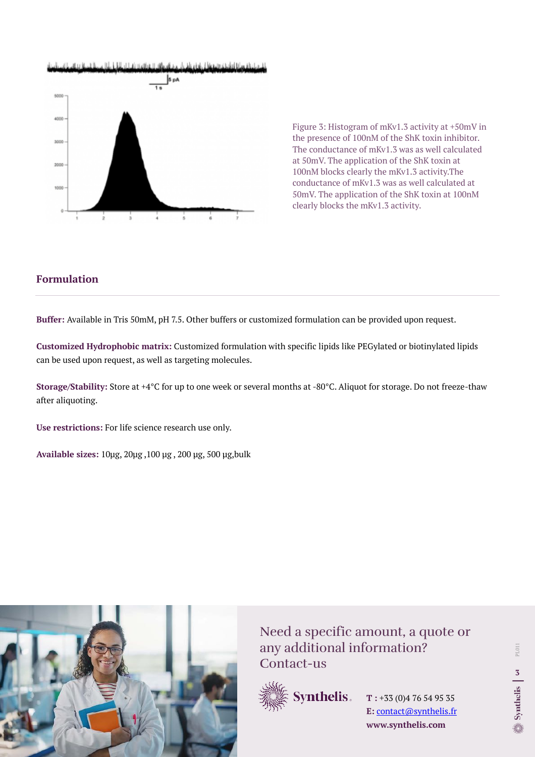5 pA

1 s

5000

4000

3000

2000

1000

0

1 2 3 4 5 6 7

Figure 3: Histogram of mKv1.3 activity at +50mV in the presence of 100nM of the ShK toxin inhibitor. The conductance of mKv1.3 was as well calculated at 50mV. The application of the ShK toxin at 100nM blocks clearly the mKv1.3 activity.The conductance of mKv1.3 was as well calculated at 50mV. The application of the ShK toxin at 100nM clearly blocks the mKv1.3 activity.

## Formulation

**Buffer:** Available in Tris 50mM, pH 7.5. Other buffers or customized formulation can be provided upon request.

**Customized Hydrophobic matrix:** Customized formulation with specific lipids like PEGylated or biotinylated lipids can be used upon request, as well as targeting molecules.

**Storage/Stability:** Store at +4°C for up to one week or several months at -80°C. Aliquot for storage. Do not freeze-thaw after aliquoting.

**Use restrictions:** For life science research use only.

**Available sizes:** 10µg, 20µg ,100 µg , 200 µg, 500 µg,bulk

Need a specific amount, a quote or any additional information? Contact-us

Synthelis

**T :** +33 (0)4 76 54 95 35
**E:** contact@synthelis.fr
**www.synthelis.com**